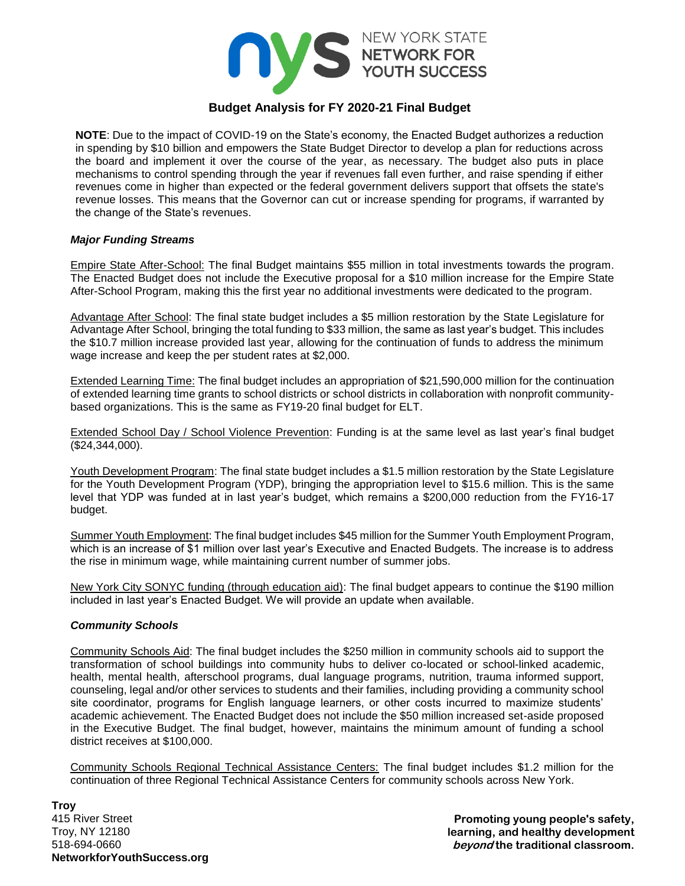NEW YORK STATE NETWORK FOR YOUTH SUCCESS

# Budget Analysis for FY 2020-21 Final Budget

**NOTE**: Due to the impact of COVID-19 on the State's economy, the Enacted Budget authorizes a reduction in spending by $10 billion and empowers the State Budget Director to develop a plan for reductions across the board and implement it over the course of the year, as necessary. The budget also puts in place mechanisms to control spending through the year if revenues fall even further, and raise spending if either revenues come in higher than expected or the federal government delivers support that offsets the state's revenue losses. This means that the Governor can cut or increase spending for programs, if warranted by the change of the State's revenues.

### *Major Funding Streams*

Empire State After-School: The final Budget maintains $55 million in total investments towards the program. The Enacted Budget does not include the Executive proposal for a $10 million increase for the Empire State After-School Program, making this the first year no additional investments were dedicated to the program.

Advantage After School: The final state budget includes a $5 million restoration by the State Legislature for Advantage After School, bringing the total funding to $33 million, the same as last year's budget. This includes the $10.7 million increase provided last year, allowing for the continuation of funds to address the minimum wage increase and keep the per student rates at $2,000.

Extended Learning Time: The final budget includes an appropriation of $21,590,000 million for the continuation of extended learning time grants to school districts or school districts in collaboration with nonprofit community-based organizations. This is the same as FY19-20 final budget for ELT.

Extended School Day / School Violence Prevention: Funding is at the same level as last year's final budget ($24,344,000).

Youth Development Program: The final state budget includes a $1.5 million restoration by the State Legislature for the Youth Development Program (YDP), bringing the appropriation level to $15.6 million. This is the same level that YDP was funded at in last year's budget, which remains a $200,000 reduction from the FY16-17 budget.

Summer Youth Employment: The final budget includes $45 million for the Summer Youth Employment Program, which is an increase of $1 million over last year's Executive and Enacted Budgets. The increase is to address the rise in minimum wage, while maintaining current number of summer jobs.

New York City SONYC funding (through education aid): The final budget appears to continue the $190 million included in last year's Enacted Budget. We will provide an update when available.

### *Community Schools*

Community Schools Aid: The final budget includes the $250 million in community schools aid to support the transformation of school buildings into community hubs to deliver co-located or school-linked academic, health, mental health, afterschool programs, dual language programs, nutrition, trauma informed support, counseling, legal and/or other services to students and their families, including providing a community school site coordinator, programs for English language learners, or other costs incurred to maximize students' academic achievement. The Enacted Budget does not include the $50 million increased set-aside proposed in the Executive Budget. The final budget, however, maintains the minimum amount of funding a school district receives at $100,000.

Community Schools Regional Technical Assistance Centers: The final budget includes $1.2 million for the continuation of three Regional Technical Assistance Centers for community schools across New York.

**Troy**
415 River Street
Troy, NY 12180
518-694-0660
**NetworkforYouthSuccess.org**

**Promoting young people's safety, learning, and healthy development *beyond* the traditional classroom.**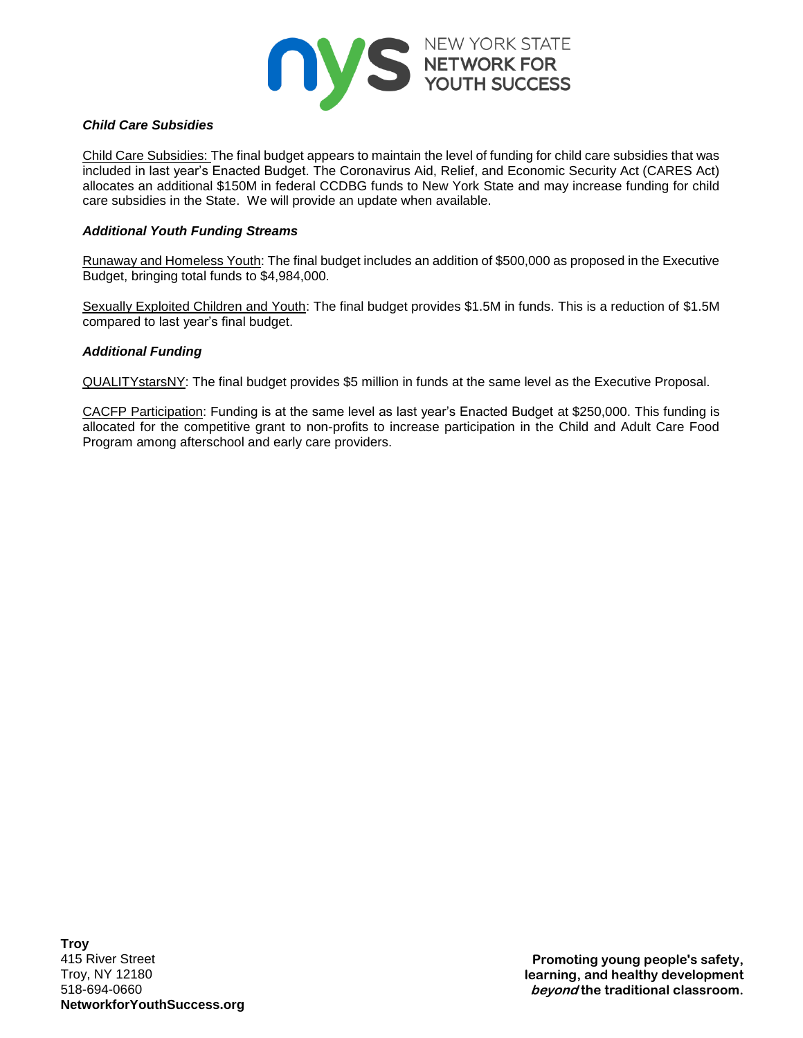### *Child Care Subsidies*

Child Care Subsidies: The final budget appears to maintain the level of funding for child care subsidies that was included in last year's Enacted Budget. The Coronavirus Aid, Relief, and Economic Security Act (CARES Act) allocates an additional $150M in federal CCDBG funds to New York State and may increase funding for child care subsidies in the State. We will provide an update when available.

### *Additional Youth Funding Streams*

Runaway and Homeless Youth: The final budget includes an addition of $500,000 as proposed in the Executive Budget, bringing total funds to $4,984,000.

Sexually Exploited Children and Youth: The final budget provides $1.5M in funds. This is a reduction of $1.5M compared to last year's final budget.

### *Additional Funding*

QUALITYstarsNY: The final budget provides $5 million in funds at the same level as the Executive Proposal.

CACFP Participation: Funding is at the same level as last year's Enacted Budget at $250,000. This funding is allocated for the competitive grant to non-profits to increase participation in the Child and Adult Care Food Program among afterschool and early care providers.